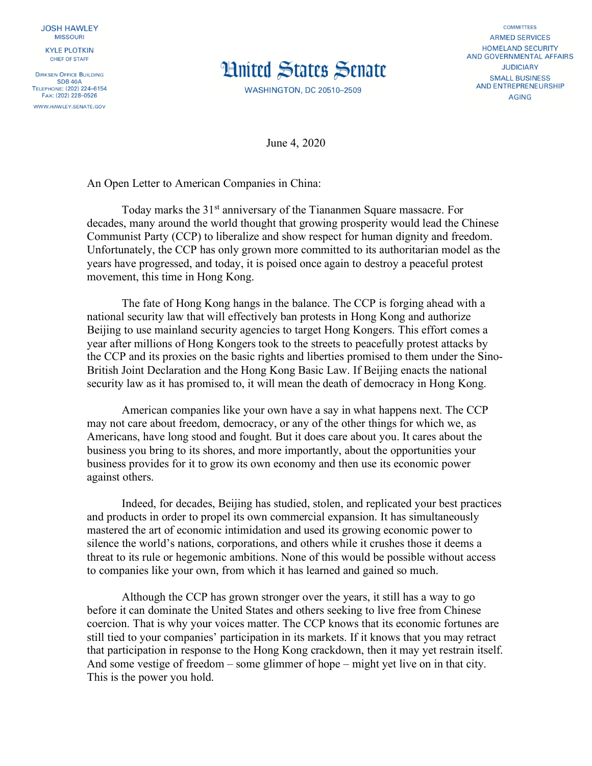JOSH HAWLEY
MISSOURI

KYLE PLOTKIN
CHIEF OF STAFF

DIRKSEN OFFICE BUILDING
SDB 40A
TELEPHONE: (202) 224–6154
FAX: (202) 228–0526

WWW.HAWLEY.SENATE.GOV

# United States Senate

WASHINGTON, DC 20510–2509

COMMITTEES
ARMED SERVICES
HOMELAND SECURITY
AND GOVERNMENTAL AFFAIRS
JUDICIARY
SMALL BUSINESS
AND ENTREPRENEURSHIP
AGING

June 4, 2020

An Open Letter to American Companies in China:

Today marks the 31st anniversary of the Tiananmen Square massacre. For decades, many around the world thought that growing prosperity would lead the Chinese Communist Party (CCP) to liberalize and show respect for human dignity and freedom. Unfortunately, the CCP has only grown more committed to its authoritarian model as the years have progressed, and today, it is poised once again to destroy a peaceful protest movement, this time in Hong Kong.

The fate of Hong Kong hangs in the balance. The CCP is forging ahead with a national security law that will effectively ban protests in Hong Kong and authorize Beijing to use mainland security agencies to target Hong Kongers. This effort comes a year after millions of Hong Kongers took to the streets to peacefully protest attacks by the CCP and its proxies on the basic rights and liberties promised to them under the Sino-British Joint Declaration and the Hong Kong Basic Law. If Beijing enacts the national security law as it has promised to, it will mean the death of democracy in Hong Kong.

American companies like your own have a say in what happens next. The CCP may not care about freedom, democracy, or any of the other things for which we, as Americans, have long stood and fought. But it does care about you. It cares about the business you bring to its shores, and more importantly, about the opportunities your business provides for it to grow its own economy and then use its economic power against others.

Indeed, for decades, Beijing has studied, stolen, and replicated your best practices and products in order to propel its own commercial expansion. It has simultaneously mastered the art of economic intimidation and used its growing economic power to silence the world's nations, corporations, and others while it crushes those it deems a threat to its rule or hegemonic ambitions. None of this would be possible without access to companies like your own, from which it has learned and gained so much.

Although the CCP has grown stronger over the years, it still has a way to go before it can dominate the United States and others seeking to live free from Chinese coercion. That is why your voices matter. The CCP knows that its economic fortunes are still tied to your companies' participation in its markets. If it knows that you may retract that participation in response to the Hong Kong crackdown, then it may yet restrain itself. And some vestige of freedom – some glimmer of hope – might yet live on in that city. This is the power you hold.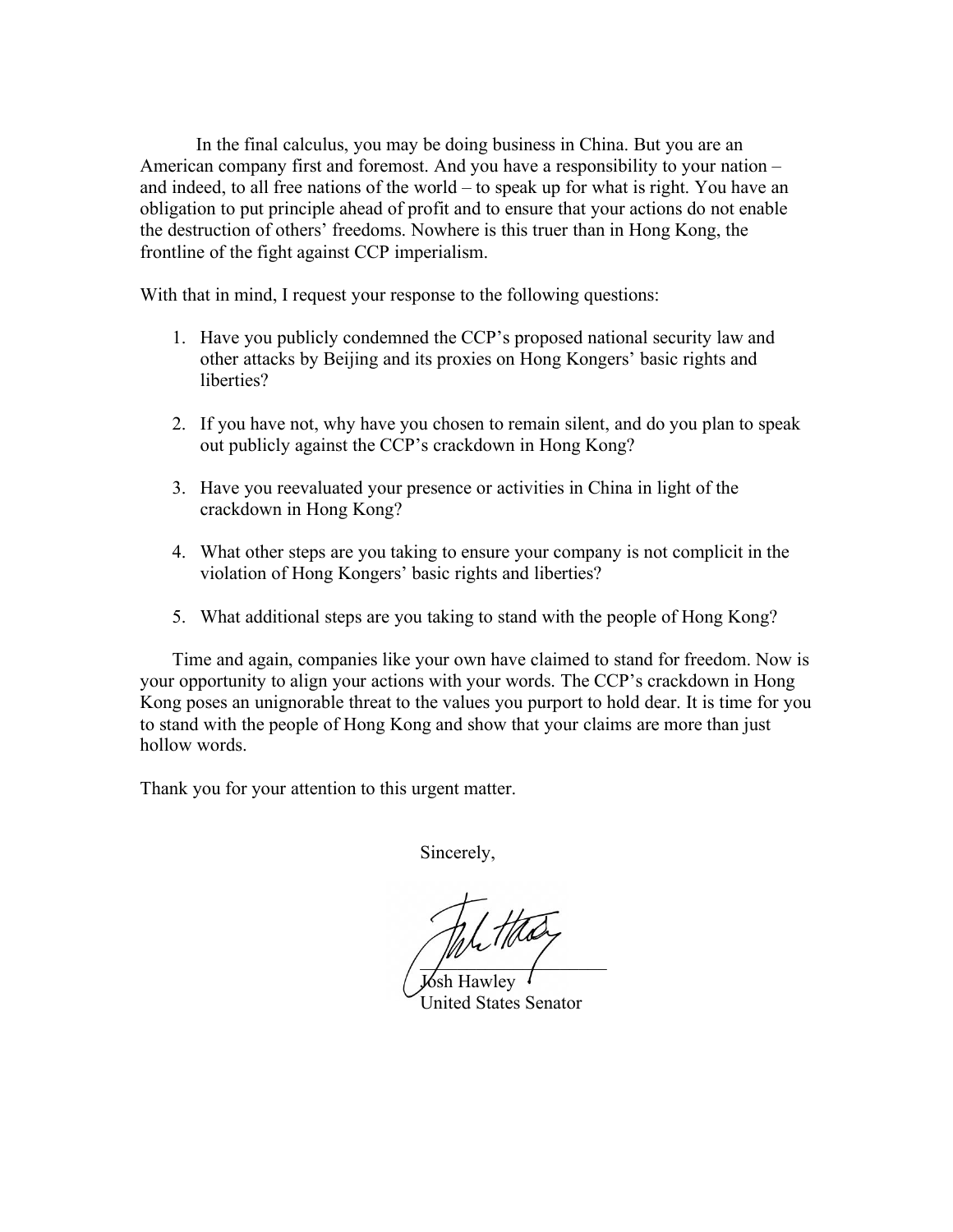In the final calculus, you may be doing business in China. But you are an American company first and foremost. And you have a responsibility to your nation – and indeed, to all free nations of the world – to speak up for what is right. You have an obligation to put principle ahead of profit and to ensure that your actions do not enable the destruction of others' freedoms. Nowhere is this truer than in Hong Kong, the frontline of the fight against CCP imperialism.

With that in mind, I request your response to the following questions:

1. Have you publicly condemned the CCP's proposed national security law and other attacks by Beijing and its proxies on Hong Kongers' basic rights and liberties?

2. If you have not, why have you chosen to remain silent, and do you plan to speak out publicly against the CCP's crackdown in Hong Kong?

3. Have you reevaluated your presence or activities in China in light of the crackdown in Hong Kong?

4. What other steps are you taking to ensure your company is not complicit in the violation of Hong Kongers' basic rights and liberties?

5. What additional steps are you taking to stand with the people of Hong Kong?

Time and again, companies like your own have claimed to stand for freedom. Now is your opportunity to align your actions with your words. The CCP's crackdown in Hong Kong poses an unignorable threat to the values you purport to hold dear. It is time for you to stand with the people of Hong Kong and show that your claims are more than just hollow words.

Thank you for your attention to this urgent matter.

Sincerely,

Josh Hawley
United States Senator